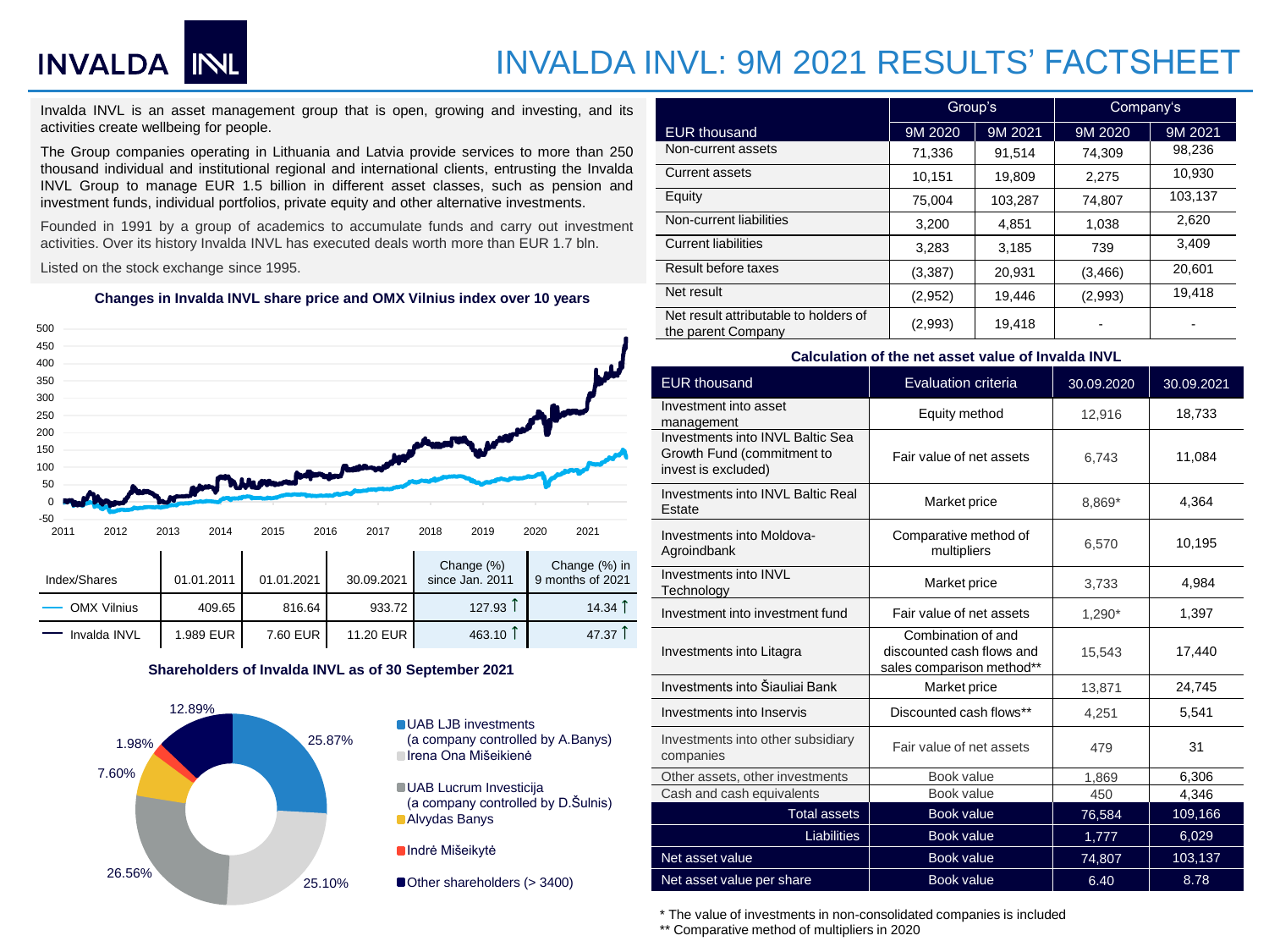# INVALDA INVL: 9M 2021 RESULTS' FACTSHEET

Invalda INVL is an asset management group that is open, growing and investing, and its activities create wellbeing for people.

The Group companies operating in Lithuania and Latvia provide services to more than 250 thousand individual and institutional regional and international clients, entrusting the Invalda INVL Group to manage EUR 1.5 billion in different asset classes, such as pension and investment funds, individual portfolios, private equity and other alternative investments.

Founded in 1991 by a group of academics to accumulate funds and carry out investment activities. Over its history Invalda INVL has executed deals worth more than EUR 1.7 bln.

Listed on the stock exchange since 1995.

**Changes in Invalda INVL share price and OMX Vilnius index over 10 years**

| Index/Shares | 01.01.2011 | 01.01.2021 | 30.09.2021 | Change (%) since Jan. 2011 | Change (%) in 9 months of 2021 |
|---|---|---|---|---|---|
| OMX Vilnius | 409.65 | 816.64 | 933.72 | 127.93 ↑ | 14.34 ↑ |
| Invalda INVL | 1.989 EUR | 7.60 EUR | 11.20 EUR | 463.10 ↑ | 47.37 ↑ |

**Shareholders of Invalda INVL as of 30 September 2021**

- UAB LJB investments (a company controlled by A.Banys) – 25.87%
- Irena Ona Mišeikienė – 25.10%
- UAB Lucrum Investicija (a company controlled by D.Šulnis) – 26.56%
- Alvydas Banys – 7.60%
- Indrė Mišeikytė – 1.98%
- Other shareholders (> 3400) – 12.89%

| EUR thousand | Group's | | Company's | |
|---|---|---|---|---|
| | 9M 2020 | 9M 2021 | 9M 2020 | 9M 2021 |
| Non-current assets | 71,336 | 91,514 | 74,309 | 98,236 |
| Current assets | 10,151 | 19,809 | 2,275 | 10,930 |
| Equity | 75,004 | 103,287 | 74,807 | 103,137 |
| Non-current liabilities | 3,200 | 4,851 | 1,038 | 2,620 |
| Current liabilities | 3,283 | 3,185 | 739 | 3,409 |
| Result before taxes | (3,387) | 20,931 | (3,466) | 20,601 |
| Net result | (2,952) | 19,446 | (2,993) | 19,418 |
| Net result attributable to holders of the parent Company | (2,993) | 19,418 | - | - |

**Calculation of the net asset value of Invalda INVL**

| EUR thousand | Evaluation criteria | 30.09.2020 | 30.09.2021 |
|---|---|---|---|
| Investment into asset management | Equity method | 12,916 | 18,733 |
| Investments into INVL Baltic Sea Growth Fund (commitment to invest is excluded) | Fair value of net assets | 6,743 | 11,084 |
| Investments into INVL Baltic Real Estate | Market price | 8,869* | 4,364 |
| Investments into Moldova-Agroindbank | Comparative method of multipliers | 6,570 | 10,195 |
| Investments into INVL Technology | Market price | 3,733 | 4,984 |
| Investment into investment fund | Fair value of net assets | 1,290* | 1,397 |
| Investments into Litagra | Combination of and discounted cash flows and sales comparison method** | 15,543 | 17,440 |
| Investments into Šiauliai Bank | Market price | 13,871 | 24,745 |
| Investments into Inservis | Discounted cash flows** | 4,251 | 5,541 |
| Investments into other subsidiary companies | Fair value of net assets | 479 | 31 |
| Other assets, other investments | Book value | 1,869 | 6,306 |
| Cash and cash equivalents | Book value | 450 | 4,346 |
| Total assets | Book value | 76,584 | 109,166 |
| Liabilities | Book value | 1,777 | 6,029 |
| Net asset value | Book value | 74,807 | 103,137 |
| Net asset value per share | Book value | 6.40 | 8.78 |

\* The value of investments in non-consolidated companies is included

\*\* Comparative method of multipliers in 2020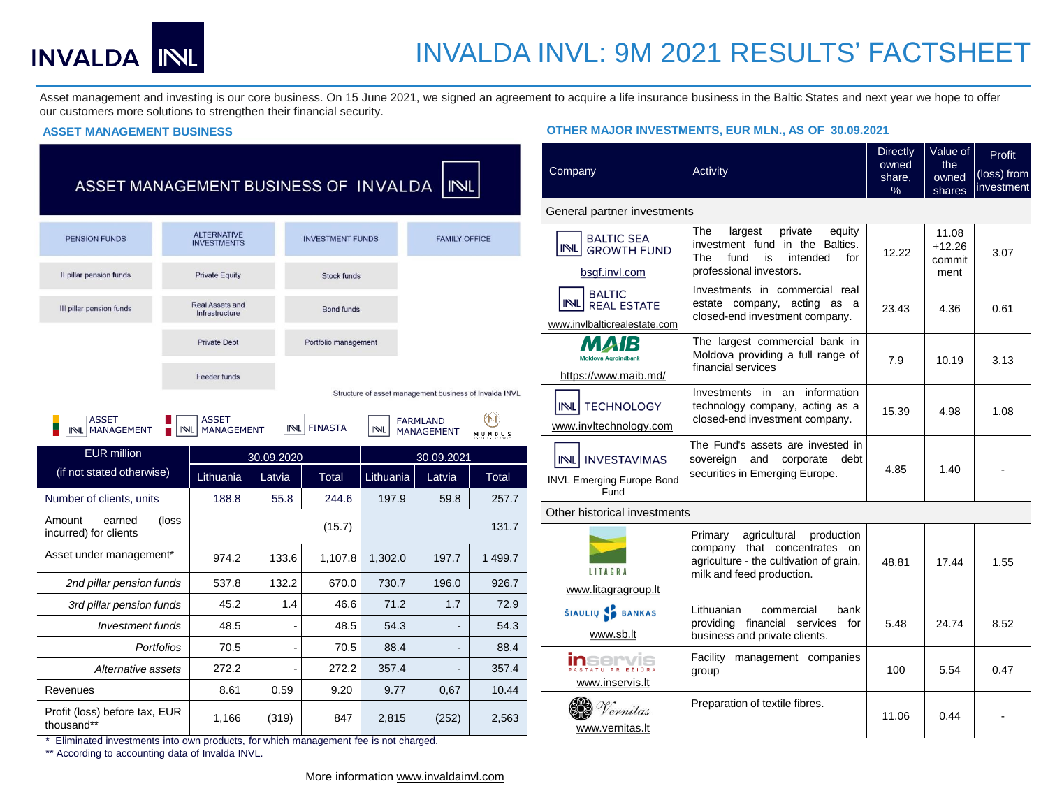# INVALDA INVL: 9M 2021 RESULTS' FACTSHEET

Asset management and investing is our core business. On 15 June 2021, we signed an agreement to acquire a life insurance business in the Baltic States and next year we hope to offer our customers more solutions to strengthen their financial security.

## ASSET MANAGEMENT BUSINESS

ASSET MANAGEMENT BUSINESS OF INVALDA INVL

| PENSION FUNDS | ALTERNATIVE INVESTMENTS | INVESTMENT FUNDS | FAMILY OFFICE |
|---|---|---|---|
| II pillar pension funds | Private Equity | Stock funds | |
| III pillar pension funds | Real Assets and Infrastructure | Bond funds | |
| | Private Debt | Portfolio management | |
| | Feeder funds | | |

Structure of asset management business of Invalda INVL

INVL ASSET MANAGEMENT · INVL ASSET MANAGEMENT · INVL FINASTA · INVL FARMLAND MANAGEMENT · MUNDUS

| EUR million (if not stated otherwise) | 30.09.2020 | | | 30.09.2021 | | |
|---|---|---|---|---|---|---|
| | Lithuania | Latvia | Total | Lithuania | Latvia | Total |
| Number of clients, units | 188.8 | 55.8 | 244.6 | 197.9 | 59.8 | 257.7 |
| Amount earned (loss incurred) for clients | | | (15.7) | | | 131.7 |
| Asset under management* | 974.2 | 133.6 | 1,107.8 | 1,302.0 | 197.7 | 1 499.7 |
| *2nd pillar pension funds* | 537.8 | 132.2 | 670.0 | 730.7 | 196.0 | 926.7 |
| *3rd pillar pension funds* | 45.2 | 1.4 | 46.6 | 71.2 | 1.7 | 72.9 |
| *Investment funds* | 48.5 | - | 48.5 | 54.3 | - | 54.3 |
| *Portfolios* | 70.5 | - | 70.5 | 88.4 | - | 88.4 |
| *Alternative assets* | 272.2 | - | 272.2 | 357.4 | - | 357.4 |
| Revenues | 8.61 | 0.59 | 9.20 | 9.77 | 0,67 | 10.44 |
| Profit (loss) before tax, EUR thousand** | 1,166 | (319) | 847 | 2,815 | (252) | 2,563 |

\* Eliminated investments into own products, for which management fee is not charged.

\*\* According to accounting data of Invalda INVL.

## OTHER MAJOR INVESTMENTS, EUR MLN., AS OF 30.09.2021

| Company | Activity | Directly owned share, % | Value of the owned shares | Profit (loss) from investment |
|---|---|---|---|---|
| **General partner investments** | | | | |
| BALTIC SEA GROWTH FUND bsgf.invl.com | The largest private equity investment fund in the Baltics. The fund is intended for professional investors. | 12.22 | 11.08 +12.26 commit ment | 3.07 |
| BALTIC REAL ESTATE www.invlbalticrealestate.com | Investments in commercial real estate company, acting as a closed-end investment company. | 23.43 | 4.36 | 0.61 |
| MAIB Moldova Agroindbank https://www.maib.md/ | The largest commercial bank in Moldova providing a full range of financial services | 7.9 | 10.19 | 3.13 |
| TECHNOLOGY www.invltechnology.com | Investments in an information technology company, acting as a closed-end investment company. | 15.39 | 4.98 | 1.08 |
| INVESTAVIMAS INVL Emerging Europe Bond Fund | The Fund's assets are invested in sovereign and corporate debt securities in Emerging Europe. | 4.85 | 1.40 | - |
| **Other historical investments** | | | | |
| LITAGRA www.litagragroup.lt | Primary agricultural production company that concentrates on agriculture - the cultivation of grain, milk and feed production. | 48.81 | 17.44 | 1.55 |
| ŠIAULIŲ BANKAS www.sb.lt | Lithuanian commercial bank providing financial services for business and private clients. | 5.48 | 24.74 | 8.52 |
| inservis PASTATŲ PRIEŽIŪRA www.inservis.lt | Facility management companies group | 100 | 5.54 | 0.47 |
| Vernitas www.vernitas.lt | Preparation of textile fibres. | 11.06 | 0.44 | - |

More information www.invaldainvl.com